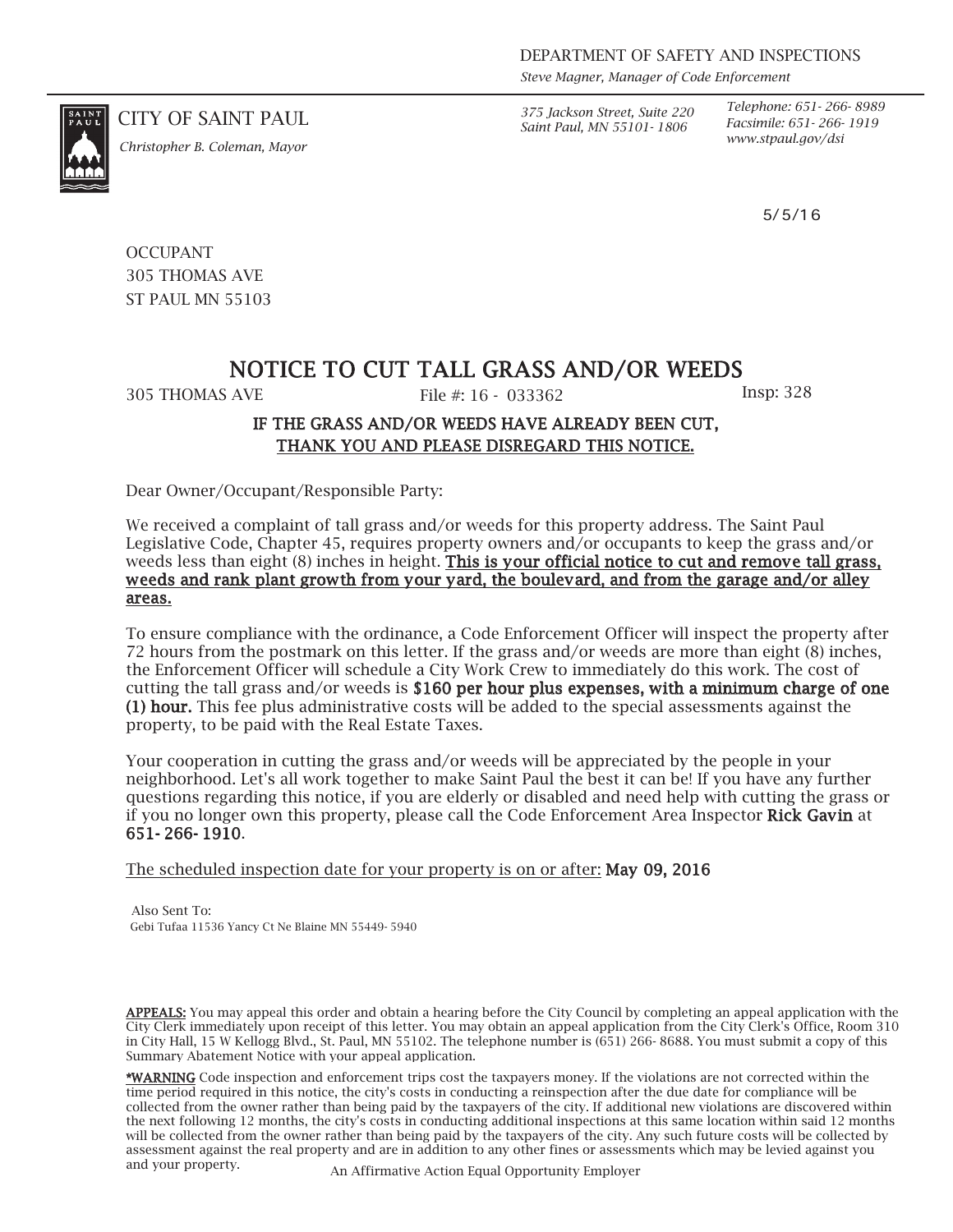DEPARTMENT OF SAFETY AND INSPECTIONS
*Steve Magner, Manager of Code Enforcement*

CITY OF SAINT PAUL
*Christopher B. Coleman, Mayor*

*375 Jackson Street, Suite 220*
*Saint Paul, MN 55101- 1806*

*Telephone: 651- 266- 8989*
*Facsimile: 651- 266- 1919*
*www.stpaul.gov/dsi*

5/5/16

OCCUPANT
305 THOMAS AVE
ST PAUL MN 55103

# NOTICE TO CUT TALL GRASS AND/OR WEEDS

305 THOMAS AVE File #: 16 - 033362 Insp: 328

**IF THE GRASS AND/OR WEEDS HAVE ALREADY BEEN CUT,**
**<u>THANK YOU AND PLEASE DISREGARD THIS NOTICE.</u>**

Dear Owner/Occupant/Responsible Party:

We received a complaint of tall grass and/or weeds for this property address. The Saint Paul Legislative Code, Chapter 45, requires property owners and/or occupants to keep the grass and/or weeds less than eight (8) inches in height. **<u>This is your official notice to cut and remove tall grass, weeds and rank plant growth from your yard, the boulevard, and from the garage and/or alley areas.</u>**

To ensure compliance with the ordinance, a Code Enforcement Officer will inspect the property after 72 hours from the postmark on this letter. If the grass and/or weeds are more than eight (8) inches, the Enforcement Officer will schedule a City Work Crew to immediately do this work. The cost of cutting the tall grass and/or weeds is **$160 per hour plus expenses, with a minimum charge of one (1) hour.** This fee plus administrative costs will be added to the special assessments against the property, to be paid with the Real Estate Taxes.

Your cooperation in cutting the grass and/or weeds will be appreciated by the people in your neighborhood. Let's all work together to make Saint Paul the best it can be! If you have any further questions regarding this notice, if you are elderly or disabled and need help with cutting the grass or if you no longer own this property, please call the Code Enforcement Area Inspector **Rick Gavin** at **651- 266- 1910**.

<u>The scheduled inspection date for your property is on or after:</u> **May 09, 2016**

Also Sent To:
Gebi Tufaa 11536 Yancy Ct Ne Blaine MN 55449- 5940

**<u>APPEALS:</u>** You may appeal this order and obtain a hearing before the City Council by completing an appeal application with the City Clerk immediately upon receipt of this letter. You may obtain an appeal application from the City Clerk's Office, Room 310 in City Hall, 15 W Kellogg Blvd., St. Paul, MN 55102. The telephone number is (651) 266- 8688. You must submit a copy of this Summary Abatement Notice with your appeal application.

**<u>*WARNING</u>** Code inspection and enforcement trips cost the taxpayers money. If the violations are not corrected within the time period required in this notice, the city's costs in conducting a reinspection after the due date for compliance will be collected from the owner rather than being paid by the taxpayers of the city. If additional new violations are discovered within the next following 12 months, the city's costs in conducting additional inspections at this same location within said 12 months will be collected from the owner rather than being paid by the taxpayers of the city. Any such future costs will be collected by assessment against the real property and are in addition to any other fines or assessments which may be levied against you and your property.

An Affirmative Action Equal Opportunity Employer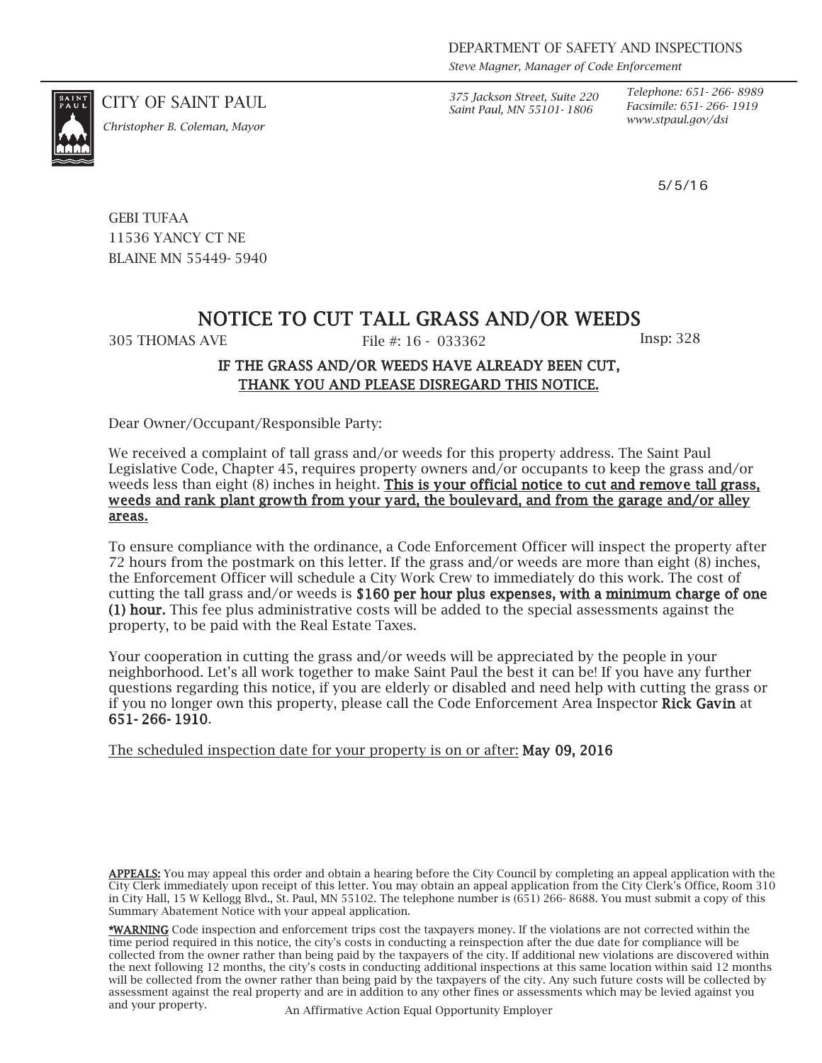DEPARTMENT OF SAFETY AND INSPECTIONS

*Steve Magner, Manager of Code Enforcement*

CITY OF SAINT PAUL

*Christopher B. Coleman, Mayor*

*375 Jackson Street, Suite 220*
*Saint Paul, MN 55101-1806*

*Telephone: 651-266-8989*
*Facsimile: 651-266-1919*
*www.stpaul.gov/dsi*

5/5/16

GEBI TUFAA
11536 YANCY CT NE
BLAINE MN 55449-5940

# NOTICE TO CUT TALL GRASS AND/OR WEEDS

305 THOMAS AVE File #: 16 - 033362 Insp: 328

**IF THE GRASS AND/OR WEEDS HAVE ALREADY BEEN CUT,**
**THANK YOU AND PLEASE DISREGARD THIS NOTICE.**

Dear Owner/Occupant/Responsible Party:

We received a complaint of tall grass and/or weeds for this property address. The Saint Paul Legislative Code, Chapter 45, requires property owners and/or occupants to keep the grass and/or weeds less than eight (8) inches in height. **This is your official notice to cut and remove tall grass, weeds and rank plant growth from your yard, the boulevard, and from the garage and/or alley areas.**

To ensure compliance with the ordinance, a Code Enforcement Officer will inspect the property after 72 hours from the postmark on this letter. If the grass and/or weeds are more than eight (8) inches, the Enforcement Officer will schedule a City Work Crew to immediately do this work. The cost of cutting the tall grass and/or weeds is **$160 per hour plus expenses, with a minimum charge of one (1) hour.** This fee plus administrative costs will be added to the special assessments against the property, to be paid with the Real Estate Taxes.

Your cooperation in cutting the grass and/or weeds will be appreciated by the people in your neighborhood. Let's all work together to make Saint Paul the best it can be! If you have any further questions regarding this notice, if you are elderly or disabled and need help with cutting the grass or if you no longer own this property, please call the Code Enforcement Area Inspector **Rick Gavin** at **651-266-1910**.

The scheduled inspection date for your property is on or after: **May 09, 2016**

**APPEALS:** You may appeal this order and obtain a hearing before the City Council by completing an appeal application with the City Clerk immediately upon receipt of this letter. You may obtain an appeal application from the City Clerk's Office, Room 310 in City Hall, 15 W Kellogg Blvd., St. Paul, MN 55102. The telephone number is (651) 266-8688. You must submit a copy of this Summary Abatement Notice with your appeal application.

***WARNING** Code inspection and enforcement trips cost the taxpayers money. If the violations are not corrected within the time period required in this notice, the city's costs in conducting a reinspection after the due date for compliance will be collected from the owner rather than being paid by the taxpayers of the city. If additional new violations are discovered within the next following 12 months, the city's costs in conducting additional inspections at this same location within said 12 months will be collected from the owner rather than being paid by the taxpayers of the city. Any such future costs will be collected by assessment against the real property and are in addition to any other fines or assessments which may be levied against you and your property.

An Affirmative Action Equal Opportunity Employer